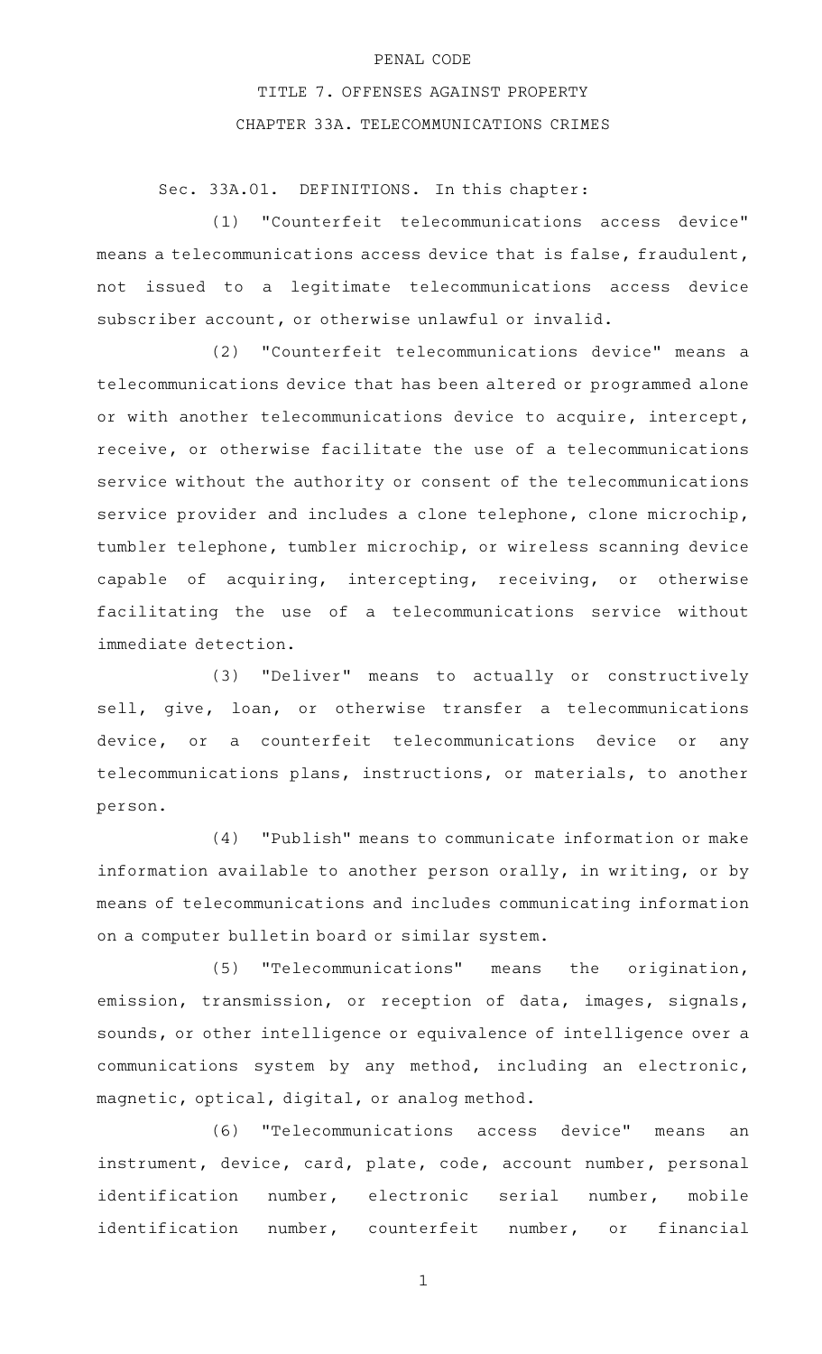PENAL CODE

TITLE 7. OFFENSES AGAINST PROPERTY

CHAPTER 33A. TELECOMMUNICATIONS CRIMES

Sec. 33A.01. DEFINITIONS. In this chapter:

(1) "Counterfeit telecommunications access device" means a telecommunications access device that is false, fraudulent, not issued to a legitimate telecommunications access device subscriber account, or otherwise unlawful or invalid.

(2) "Counterfeit telecommunications device" means a telecommunications device that has been altered or programmed alone or with another telecommunications device to acquire, intercept, receive, or otherwise facilitate the use of a telecommunications service without the authority or consent of the telecommunications service provider and includes a clone telephone, clone microchip, tumbler telephone, tumbler microchip, or wireless scanning device capable of acquiring, intercepting, receiving, or otherwise facilitating the use of a telecommunications service without immediate detection.

(3) "Deliver" means to actually or constructively sell, give, loan, or otherwise transfer a telecommunications device, or a counterfeit telecommunications device or any telecommunications plans, instructions, or materials, to another person.

(4) "Publish" means to communicate information or make information available to another person orally, in writing, or by means of telecommunications and includes communicating information on a computer bulletin board or similar system.

(5) "Telecommunications" means the origination, emission, transmission, or reception of data, images, signals, sounds, or other intelligence or equivalence of intelligence over a communications system by any method, including an electronic, magnetic, optical, digital, or analog method.

(6) "Telecommunications access device" means an instrument, device, card, plate, code, account number, personal identification number, electronic serial number, mobile identification number, counterfeit number, or financial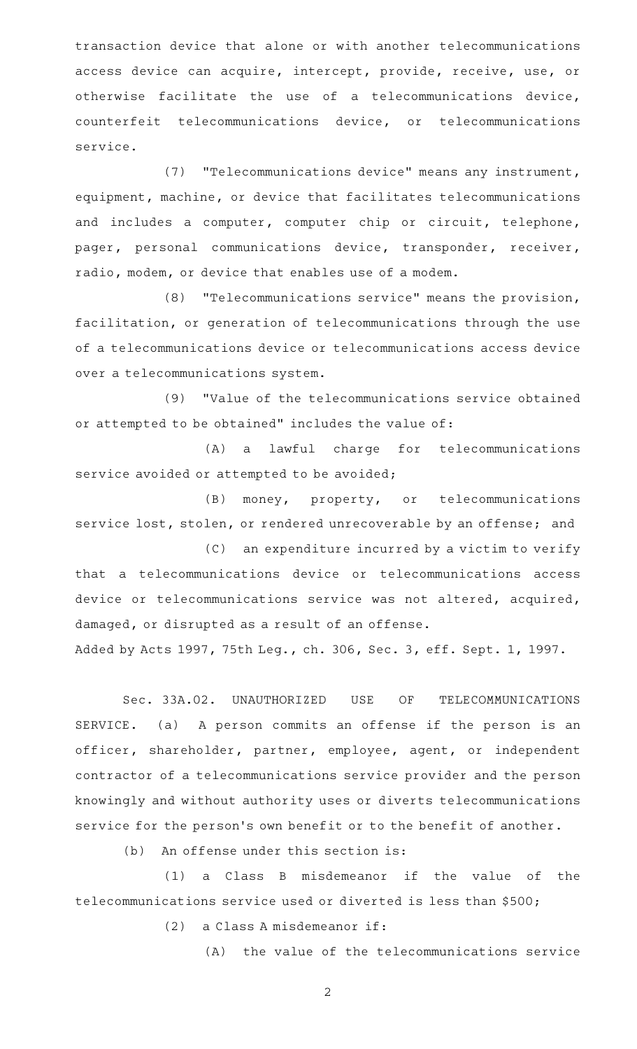transaction device that alone or with another telecommunications access device can acquire, intercept, provide, receive, use, or otherwise facilitate the use of a telecommunications device, counterfeit telecommunications device, or telecommunications service.

(7) "Telecommunications device" means any instrument, equipment, machine, or device that facilitates telecommunications and includes a computer, computer chip or circuit, telephone, pager, personal communications device, transponder, receiver, radio, modem, or device that enables use of a modem.

(8) "Telecommunications service" means the provision, facilitation, or generation of telecommunications through the use of a telecommunications device or telecommunications access device over a telecommunications system.

(9) "Value of the telecommunications service obtained or attempted to be obtained" includes the value of:

(A) a lawful charge for telecommunications service avoided or attempted to be avoided;

(B) money, property, or telecommunications service lost, stolen, or rendered unrecoverable by an offense; and

(C) an expenditure incurred by a victim to verify that a telecommunications device or telecommunications access device or telecommunications service was not altered, acquired, damaged, or disrupted as a result of an offense.

Added by Acts 1997, 75th Leg., ch. 306, Sec. 3, eff. Sept. 1, 1997.

Sec. 33A.02. UNAUTHORIZED USE OF TELECOMMUNICATIONS SERVICE. (a) A person commits an offense if the person is an officer, shareholder, partner, employee, agent, or independent contractor of a telecommunications service provider and the person knowingly and without authority uses or diverts telecommunications service for the person's own benefit or to the benefit of another.

(b) An offense under this section is:

(1) a Class B misdemeanor if the value of the telecommunications service used or diverted is less than $500;

(2) a Class A misdemeanor if:

(A) the value of the telecommunications service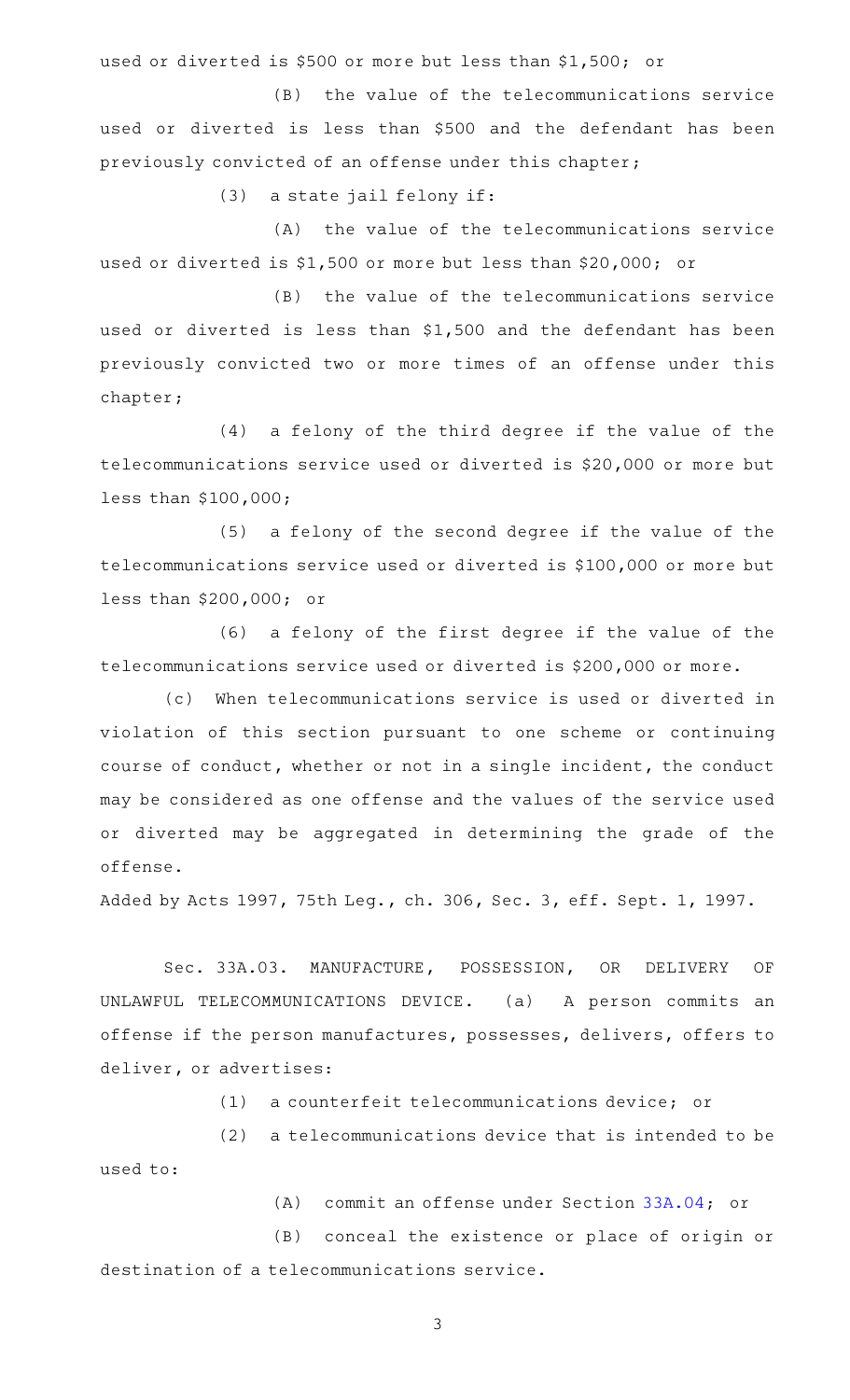used or diverted is $500 or more but less than $1,500; or

(B) the value of the telecommunications service used or diverted is less than $500 and the defendant has been previously convicted of an offense under this chapter;

(3) a state jail felony if:

(A) the value of the telecommunications service used or diverted is $1,500 or more but less than $20,000; or

(B) the value of the telecommunications service used or diverted is less than $1,500 and the defendant has been previously convicted two or more times of an offense under this chapter;

(4) a felony of the third degree if the value of the telecommunications service used or diverted is $20,000 or more but less than $100,000;

(5) a felony of the second degree if the value of the telecommunications service used or diverted is $100,000 or more but less than $200,000; or

(6) a felony of the first degree if the value of the telecommunications service used or diverted is $200,000 or more.

(c) When telecommunications service is used or diverted in violation of this section pursuant to one scheme or continuing course of conduct, whether or not in a single incident, the conduct may be considered as one offense and the values of the service used or diverted may be aggregated in determining the grade of the offense.

Added by Acts 1997, 75th Leg., ch. 306, Sec. 3, eff. Sept. 1, 1997.

Sec. 33A.03. MANUFACTURE, POSSESSION, OR DELIVERY OF UNLAWFUL TELECOMMUNICATIONS DEVICE. (a) A person commits an offense if the person manufactures, possesses, delivers, offers to deliver, or advertises:

(1) a counterfeit telecommunications device; or

(2) a telecommunications device that is intended to be used to:

(A) commit an offense under Section 33A.04; or

(B) conceal the existence or place of origin or destination of a telecommunications service.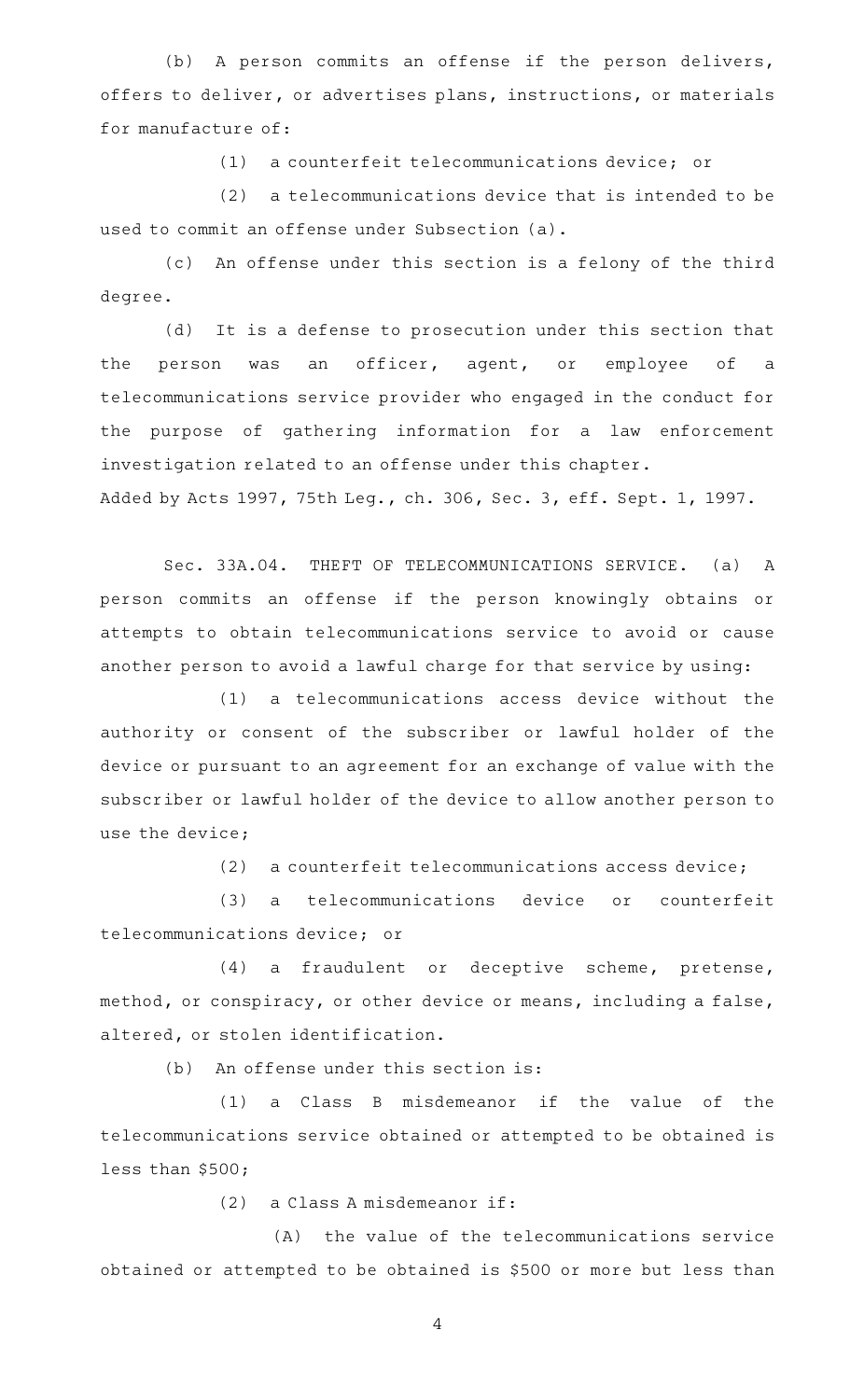(b) A person commits an offense if the person delivers, offers to deliver, or advertises plans, instructions, or materials for manufacture of:

(1) a counterfeit telecommunications device; or

(2) a telecommunications device that is intended to be used to commit an offense under Subsection (a).

(c) An offense under this section is a felony of the third degree.

(d) It is a defense to prosecution under this section that the person was an officer, agent, or employee of a telecommunications service provider who engaged in the conduct for the purpose of gathering information for a law enforcement investigation related to an offense under this chapter.

Added by Acts 1997, 75th Leg., ch. 306, Sec. 3, eff. Sept. 1, 1997.

Sec. 33A.04. THEFT OF TELECOMMUNICATIONS SERVICE. (a) A person commits an offense if the person knowingly obtains or attempts to obtain telecommunications service to avoid or cause another person to avoid a lawful charge for that service by using:

(1) a telecommunications access device without the authority or consent of the subscriber or lawful holder of the device or pursuant to an agreement for an exchange of value with the subscriber or lawful holder of the device to allow another person to use the device;

(2) a counterfeit telecommunications access device;

(3) a telecommunications device or counterfeit telecommunications device; or

(4) a fraudulent or deceptive scheme, pretense, method, or conspiracy, or other device or means, including a false, altered, or stolen identification.

(b) An offense under this section is:

(1) a Class B misdemeanor if the value of the telecommunications service obtained or attempted to be obtained is less than $500;

(2) a Class A misdemeanor if:

(A) the value of the telecommunications service obtained or attempted to be obtained is $500 or more but less than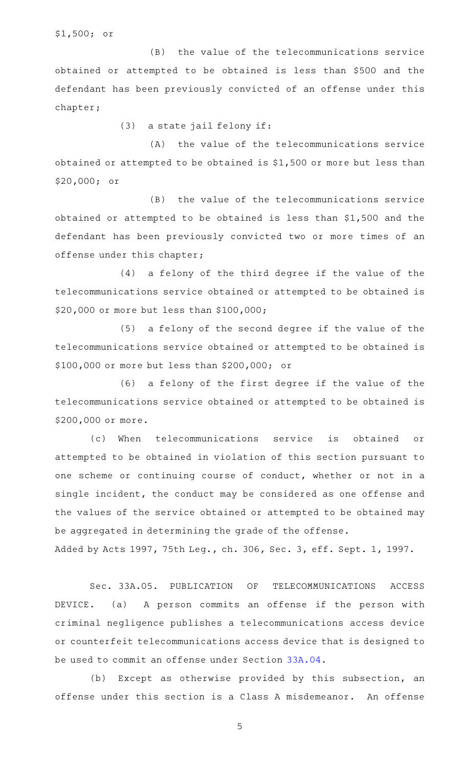$1,500; or

(B) the value of the telecommunications service obtained or attempted to be obtained is less than $500 and the defendant has been previously convicted of an offense under this chapter;

(3) a state jail felony if:

(A) the value of the telecommunications service obtained or attempted to be obtained is $1,500 or more but less than $20,000; or

(B) the value of the telecommunications service obtained or attempted to be obtained is less than $1,500 and the defendant has been previously convicted two or more times of an offense under this chapter;

(4) a felony of the third degree if the value of the telecommunications service obtained or attempted to be obtained is $20,000 or more but less than $100,000;

(5) a felony of the second degree if the value of the telecommunications service obtained or attempted to be obtained is $100,000 or more but less than $200,000; or

(6) a felony of the first degree if the value of the telecommunications service obtained or attempted to be obtained is $200,000 or more.

(c) When telecommunications service is obtained or attempted to be obtained in violation of this section pursuant to one scheme or continuing course of conduct, whether or not in a single incident, the conduct may be considered as one offense and the values of the service obtained or attempted to be obtained may be aggregated in determining the grade of the offense.

Added by Acts 1997, 75th Leg., ch. 306, Sec. 3, eff. Sept. 1, 1997.

Sec. 33A.05. PUBLICATION OF TELECOMMUNICATIONS ACCESS DEVICE. (a) A person commits an offense if the person with criminal negligence publishes a telecommunications access device or counterfeit telecommunications access device that is designed to be used to commit an offense under Section 33A.04.

(b) Except as otherwise provided by this subsection, an offense under this section is a Class A misdemeanor. An offense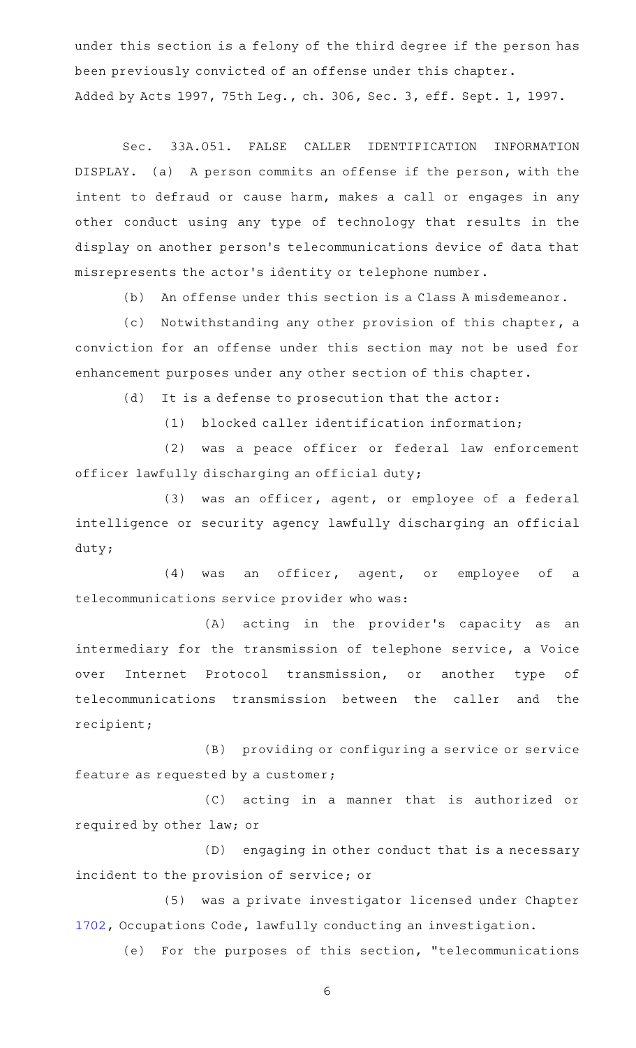under this section is a felony of the third degree if the person has been previously convicted of an offense under this chapter.

Added by Acts 1997, 75th Leg., ch. 306, Sec. 3, eff. Sept. 1, 1997.

Sec. 33A.051. FALSE CALLER IDENTIFICATION INFORMATION DISPLAY. (a) A person commits an offense if the person, with the intent to defraud or cause harm, makes a call or engages in any other conduct using any type of technology that results in the display on another person's telecommunications device of data that misrepresents the actor's identity or telephone number.

(b) An offense under this section is a Class A misdemeanor.

(c) Notwithstanding any other provision of this chapter, a conviction for an offense under this section may not be used for enhancement purposes under any other section of this chapter.

(d) It is a defense to prosecution that the actor:

(1) blocked caller identification information;

(2) was a peace officer or federal law enforcement officer lawfully discharging an official duty;

(3) was an officer, agent, or employee of a federal intelligence or security agency lawfully discharging an official duty;

(4) was an officer, agent, or employee of a telecommunications service provider who was:

(A) acting in the provider's capacity as an intermediary for the transmission of telephone service, a Voice over Internet Protocol transmission, or another type of telecommunications transmission between the caller and the recipient;

(B) providing or configuring a service or service feature as requested by a customer;

(C) acting in a manner that is authorized or required by other law; or

(D) engaging in other conduct that is a necessary incident to the provision of service; or

(5) was a private investigator licensed under Chapter 1702, Occupations Code, lawfully conducting an investigation.

(e) For the purposes of this section, "telecommunications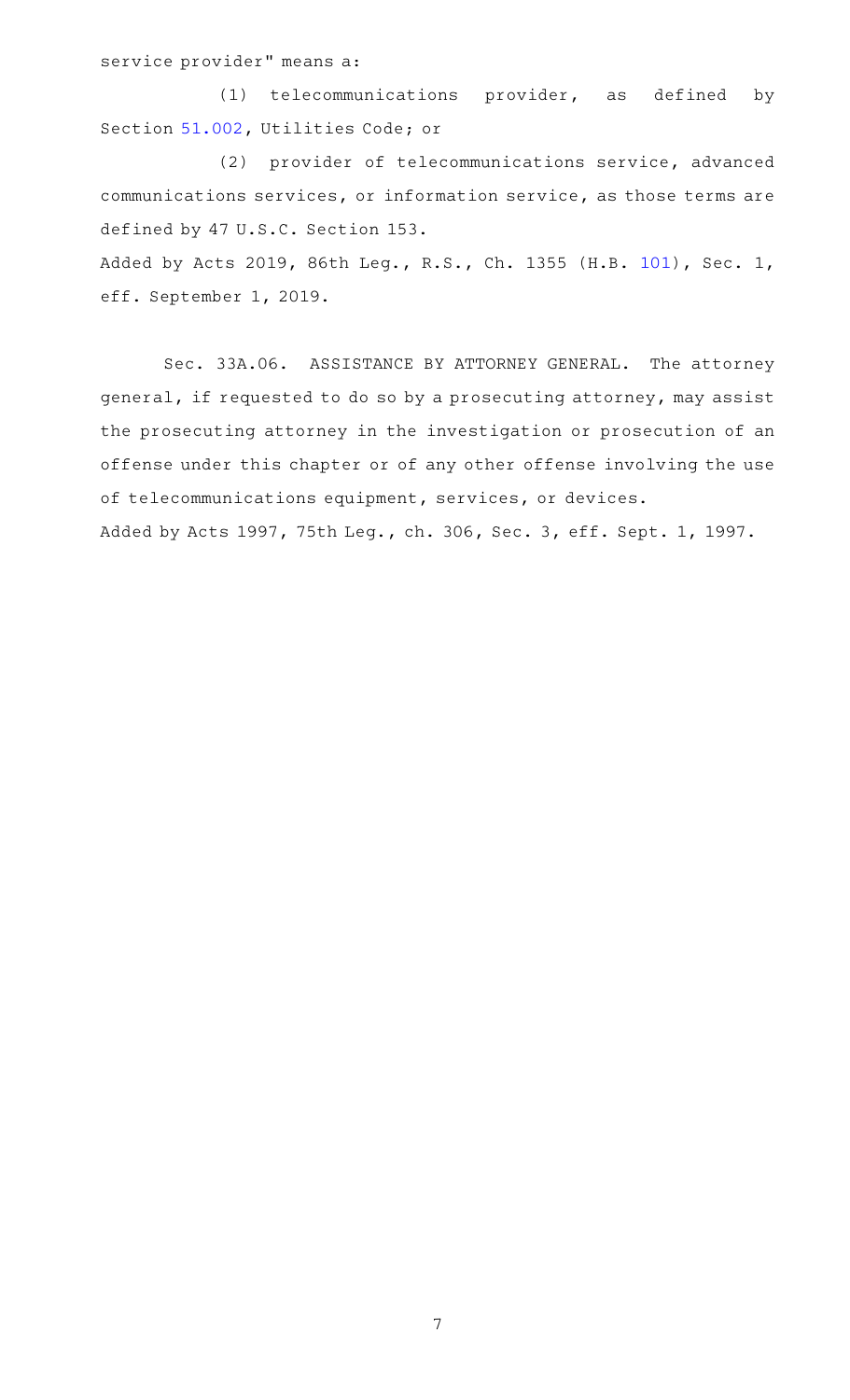service provider" means a:

(1) telecommunications provider, as defined by Section 51.002, Utilities Code; or

(2) provider of telecommunications service, advanced communications services, or information service, as those terms are defined by 47 U.S.C. Section 153.

Added by Acts 2019, 86th Leg., R.S., Ch. 1355 (H.B. 101), Sec. 1, eff. September 1, 2019.

Sec. 33A.06. ASSISTANCE BY ATTORNEY GENERAL. The attorney general, if requested to do so by a prosecuting attorney, may assist the prosecuting attorney in the investigation or prosecution of an offense under this chapter or of any other offense involving the use of telecommunications equipment, services, or devices.

Added by Acts 1997, 75th Leg., ch. 306, Sec. 3, eff. Sept. 1, 1997.